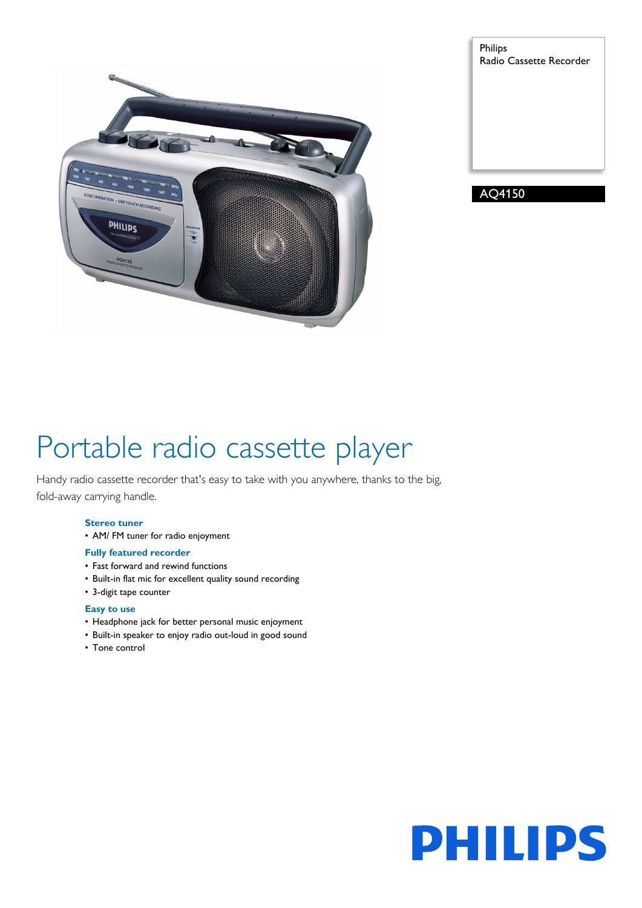Philips
Radio Cassette Recorder

AQ4150

# Portable radio cassette player

Handy radio cassette recorder that's easy to take with you anywhere, thanks to the big, fold-away carrying handle.

### Stereo tuner
- AM/ FM tuner for radio enjoyment

### Fully featured recorder
- Fast forward and rewind functions
- Built-in flat mic for excellent quality sound recording
- 3-digit tape counter

### Easy to use
- Headphone jack for better personal music enjoyment
- Built-in speaker to enjoy radio out-loud in good sound
- Tone control

PHILIPS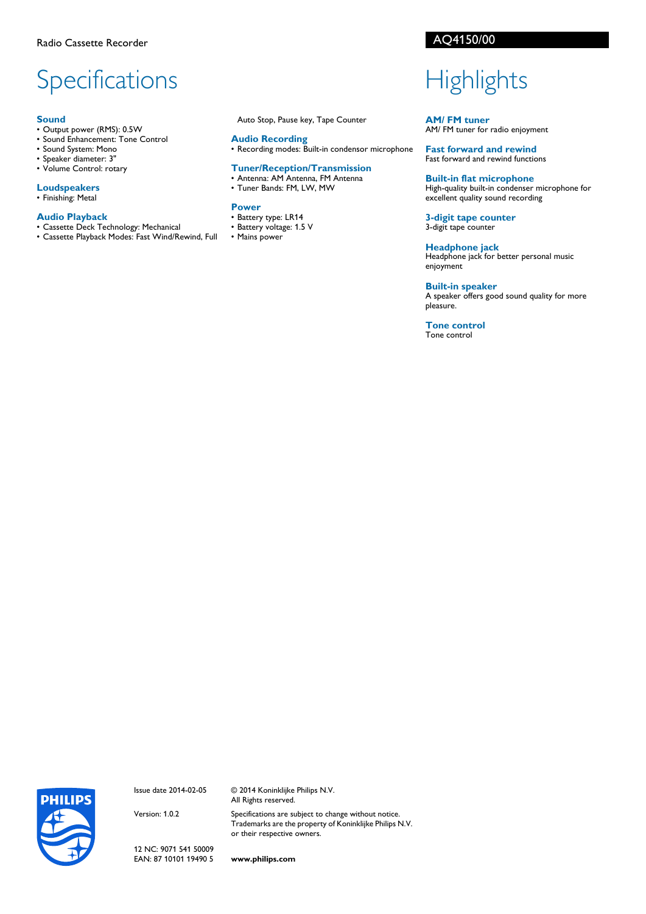Radio Cassette Recorder

AQ4150/00

# Specifications

### Sound
- Output power (RMS): 0.5W
- Sound Enhancement: Tone Control
- Sound System: Mono
- Speaker diameter: 3"
- Volume Control: rotary

### Loudspeakers
- Finishing: Metal

### Audio Playback
- Cassette Deck Technology: Mechanical
- Cassette Playback Modes: Fast Wind/Rewind, Full Auto Stop, Pause key, Tape Counter

### Audio Recording
- Recording modes: Built-in condensor microphone

### Tuner/Reception/Transmission
- Antenna: AM Antenna, FM Antenna
- Tuner Bands: FM, LW, MW

### Power
- Battery type: LR14
- Battery voltage: 1.5 V
- Mains power

# Highlights

### AM/ FM tuner
AM/ FM tuner for radio enjoyment

### Fast forward and rewind
Fast forward and rewind functions

### Built-in flat microphone
High-quality built-in condenser microphone for excellent quality sound recording

### 3-digit tape counter
3-digit tape counter

### Headphone jack
Headphone jack for better personal music enjoyment

### Built-in speaker
A speaker offers good sound quality for more pleasure.

### Tone control
Tone control

Issue date 2014-02-05

Version: 1.0.2

12 NC: 9071 541 50009
EAN: 87 10101 19490 5

© 2014 Koninklijke Philips N.V.
All Rights reserved.

Specifications are subject to change without notice. Trademarks are the property of Koninklijke Philips N.V. or their respective owners.

**www.philips.com**